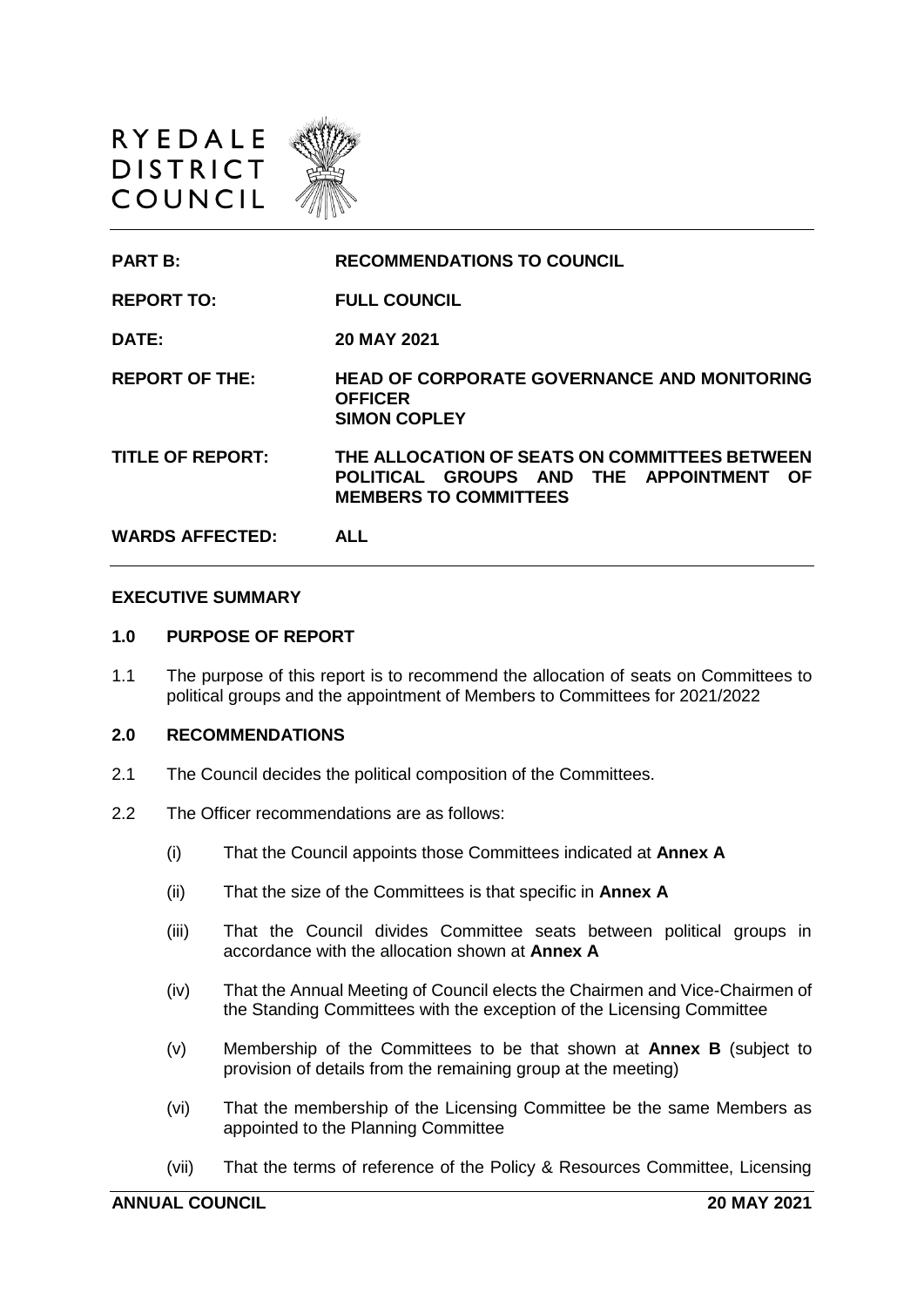RYEDALE DISTRICT COUNCIL

| | |
|---|---|
| **PART B:** | **RECOMMENDATIONS TO COUNCIL** |
| **REPORT TO:** | **FULL COUNCIL** |
| **DATE:** | **20 MAY 2021** |
| **REPORT OF THE:** | **HEAD OF CORPORATE GOVERNANCE AND MONITORING OFFICER SIMON COPLEY** |
| **TITLE OF REPORT:** | **THE ALLOCATION OF SEATS ON COMMITTEES BETWEEN POLITICAL GROUPS AND THE APPOINTMENT OF MEMBERS TO COMMITTEES** |
| **WARDS AFFECTED:** | **ALL** |

## EXECUTIVE SUMMARY

### 1.0 PURPOSE OF REPORT

1.1 The purpose of this report is to recommend the allocation of seats on Committees to political groups and the appointment of Members to Committees for 2021/2022

### 2.0 RECOMMENDATIONS

2.1 The Council decides the political composition of the Committees.

2.2 The Officer recommendations are as follows:

(i) That the Council appoints those Committees indicated at **Annex A**

(ii) That the size of the Committees is that specific in **Annex A**

(iii) That the Council divides Committee seats between political groups in accordance with the allocation shown at **Annex A**

(iv) That the Annual Meeting of Council elects the Chairmen and Vice-Chairmen of the Standing Committees with the exception of the Licensing Committee

(v) Membership of the Committees to be that shown at **Annex B** (subject to provision of details from the remaining group at the meeting)

(vi) That the membership of the Licensing Committee be the same Members as appointed to the Planning Committee

(vii) That the terms of reference of the Policy & Resources Committee, Licensing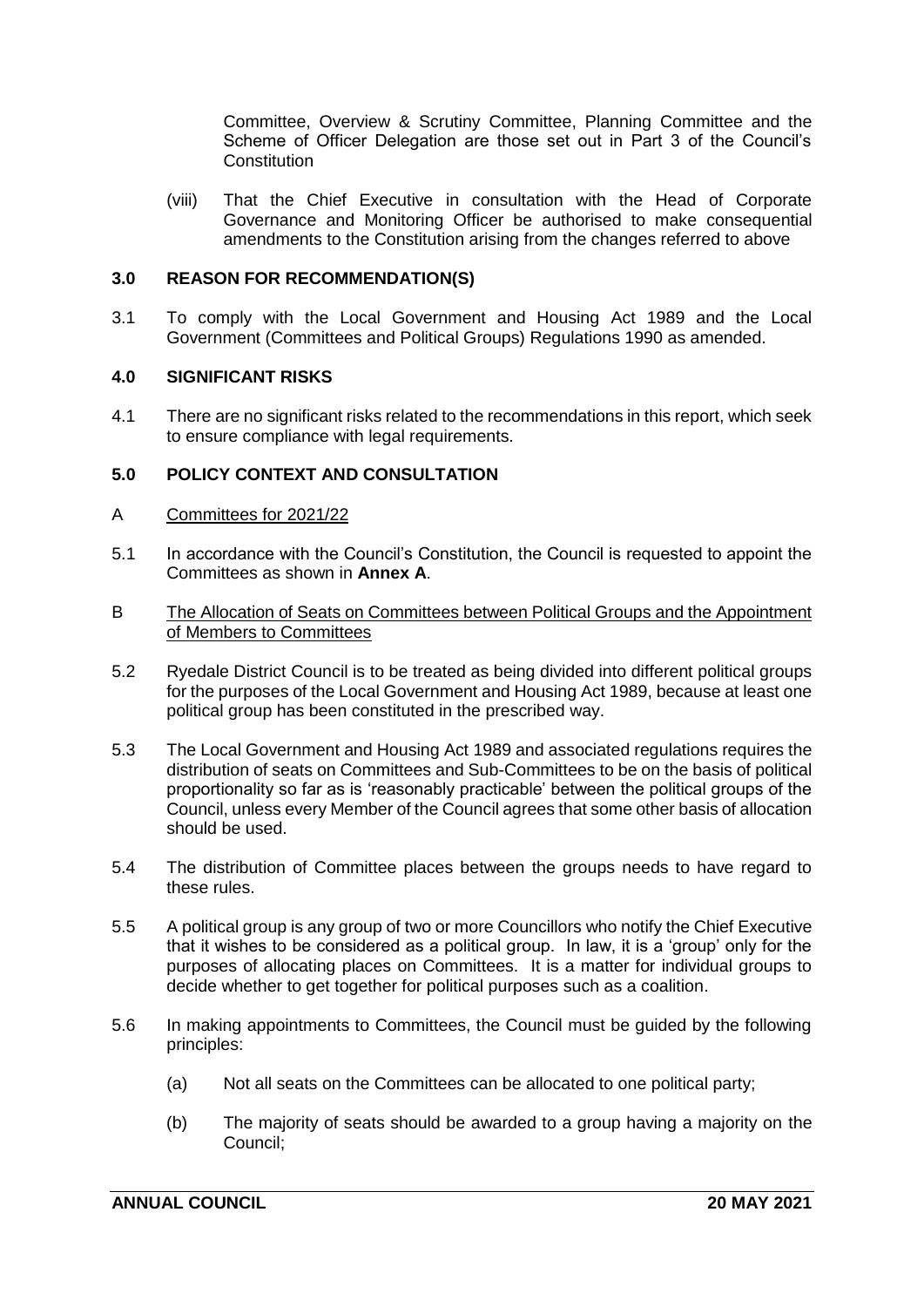Committee, Overview & Scrutiny Committee, Planning Committee and the Scheme of Officer Delegation are those set out in Part 3 of the Council's Constitution

(viii) That the Chief Executive in consultation with the Head of Corporate Governance and Monitoring Officer be authorised to make consequential amendments to the Constitution arising from the changes referred to above

## 3.0 REASON FOR RECOMMENDATION(S)

3.1 To comply with the Local Government and Housing Act 1989 and the Local Government (Committees and Political Groups) Regulations 1990 as amended.

## 4.0 SIGNIFICANT RISKS

4.1 There are no significant risks related to the recommendations in this report, which seek to ensure compliance with legal requirements.

## 5.0 POLICY CONTEXT AND CONSULTATION

A Committees for 2021/22

5.1 In accordance with the Council's Constitution, the Council is requested to appoint the Committees as shown in **Annex A**.

B The Allocation of Seats on Committees between Political Groups and the Appointment of Members to Committees

5.2 Ryedale District Council is to be treated as being divided into different political groups for the purposes of the Local Government and Housing Act 1989, because at least one political group has been constituted in the prescribed way.

5.3 The Local Government and Housing Act 1989 and associated regulations requires the distribution of seats on Committees and Sub-Committees to be on the basis of political proportionality so far as is 'reasonably practicable' between the political groups of the Council, unless every Member of the Council agrees that some other basis of allocation should be used.

5.4 The distribution of Committee places between the groups needs to have regard to these rules.

5.5 A political group is any group of two or more Councillors who notify the Chief Executive that it wishes to be considered as a political group. In law, it is a 'group' only for the purposes of allocating places on Committees. It is a matter for individual groups to decide whether to get together for political purposes such as a coalition.

5.6 In making appointments to Committees, the Council must be guided by the following principles:

(a) Not all seats on the Committees can be allocated to one political party;

(b) The majority of seats should be awarded to a group having a majority on the Council;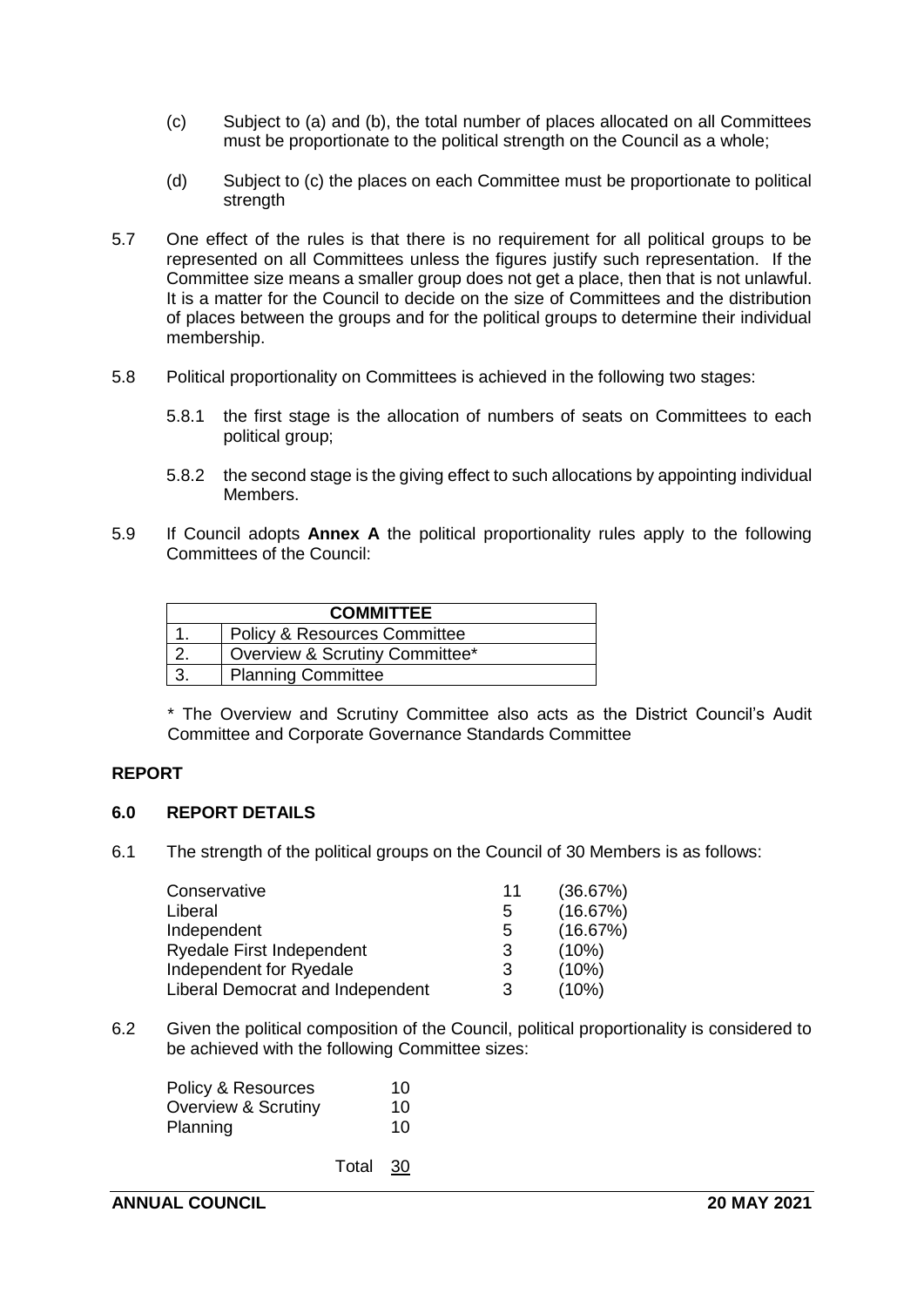(c) Subject to (a) and (b), the total number of places allocated on all Committees must be proportionate to the political strength on the Council as a whole;

(d) Subject to (c) the places on each Committee must be proportionate to political strength

5.7 One effect of the rules is that there is no requirement for all political groups to be represented on all Committees unless the figures justify such representation. If the Committee size means a smaller group does not get a place, then that is not unlawful. It is a matter for the Council to decide on the size of Committees and the distribution of places between the groups and for the political groups to determine their individual membership.

5.8 Political proportionality on Committees is achieved in the following two stages:

5.8.1 the first stage is the allocation of numbers of seats on Committees to each political group;

5.8.2 the second stage is the giving effect to such allocations by appointing individual Members.

5.9 If Council adopts **Annex A** the political proportionality rules apply to the following Committees of the Council:

| **COMMITTEE** | |
|---|---|
| 1. | Policy & Resources Committee |
| 2. | Overview & Scrutiny Committee* |
| 3. | Planning Committee |

\* The Overview and Scrutiny Committee also acts as the District Council's Audit Committee and Corporate Governance Standards Committee

## REPORT

### 6.0 REPORT DETAILS

6.1 The strength of the political groups on the Council of 30 Members is as follows:

| | | |
|---|---|---|
| Conservative | 11 | (36.67%) |
| Liberal | 5 | (16.67%) |
| Independent | 5 | (16.67%) |
| Ryedale First Independent | 3 | (10%) |
| Independent for Ryedale | 3 | (10%) |
| Liberal Democrat and Independent | 3 | (10%) |

6.2 Given the political composition of the Council, political proportionality is considered to be achieved with the following Committee sizes:

| | |
|---|---|
| Policy & Resources | 10 |
| Overview & Scrutiny | 10 |
| Planning | 10 |
| Total | 30 |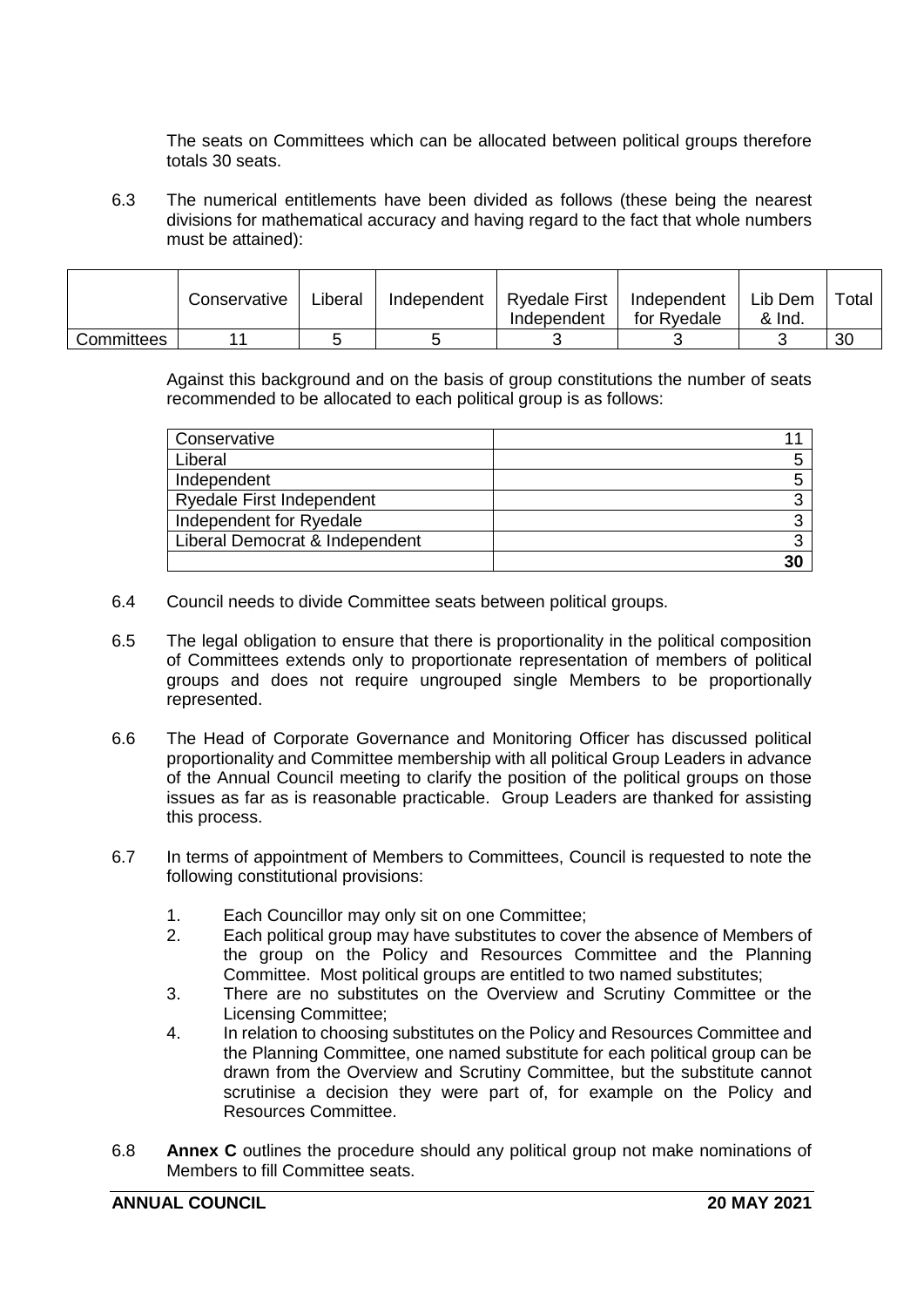The seats on Committees which can be allocated between political groups therefore totals 30 seats.

6.3 The numerical entitlements have been divided as follows (these being the nearest divisions for mathematical accuracy and having regard to the fact that whole numbers must be attained):

| | Conservative | Liberal | Independent | Ryedale First Independent | Independent for Ryedale | Lib Dem & Ind. | Total |
|---|---|---|---|---|---|---|---|
| Committees | 11 | 5 | 5 | 3 | 3 | 3 | 30 |

Against this background and on the basis of group constitutions the number of seats recommended to be allocated to each political group is as follows:

| | |
|---|---|
| Conservative | 11 |
| Liberal | 5 |
| Independent | 5 |
| Ryedale First Independent | 3 |
| Independent for Ryedale | 3 |
| Liberal Democrat & Independent | 3 |
| | **30** |

6.4 Council needs to divide Committee seats between political groups.

6.5 The legal obligation to ensure that there is proportionality in the political composition of Committees extends only to proportionate representation of members of political groups and does not require ungrouped single Members to be proportionally represented.

6.6 The Head of Corporate Governance and Monitoring Officer has discussed political proportionality and Committee membership with all political Group Leaders in advance of the Annual Council meeting to clarify the position of the political groups on those issues as far as is reasonable practicable. Group Leaders are thanked for assisting this process.

6.7 In terms of appointment of Members to Committees, Council is requested to note the following constitutional provisions:

1. Each Councillor may only sit on one Committee;
2. Each political group may have substitutes to cover the absence of Members of the group on the Policy and Resources Committee and the Planning Committee. Most political groups are entitled to two named substitutes;
3. There are no substitutes on the Overview and Scrutiny Committee or the Licensing Committee;
4. In relation to choosing substitutes on the Policy and Resources Committee and the Planning Committee, one named substitute for each political group can be drawn from the Overview and Scrutiny Committee, but the substitute cannot scrutinise a decision they were part of, for example on the Policy and Resources Committee.

6.8 **Annex C** outlines the procedure should any political group not make nominations of Members to fill Committee seats.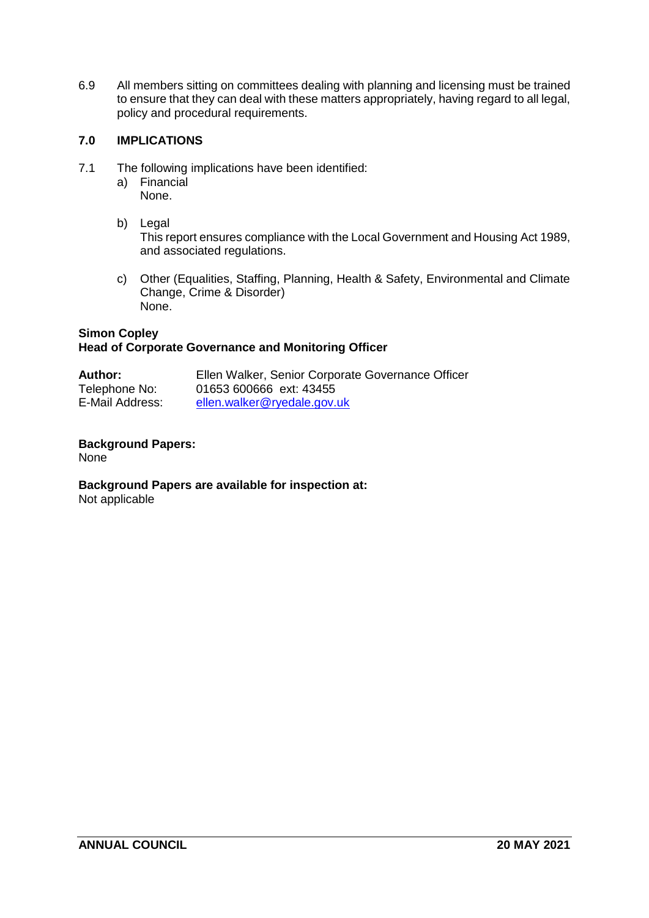6.9 All members sitting on committees dealing with planning and licensing must be trained to ensure that they can deal with these matters appropriately, having regard to all legal, policy and procedural requirements.

## 7.0 IMPLICATIONS

7.1 The following implications have been identified:

a) Financial
None.

b) Legal
This report ensures compliance with the Local Government and Housing Act 1989, and associated regulations.

c) Other (Equalities, Staffing, Planning, Health & Safety, Environmental and Climate Change, Crime & Disorder)
None.

**Simon Copley**
**Head of Corporate Governance and Monitoring Officer**

**Author:** Ellen Walker, Senior Corporate Governance Officer
Telephone No: 01653 600666 ext: 43455
E-Mail Address: ellen.walker@ryedale.gov.uk

**Background Papers:**
None

**Background Papers are available for inspection at:**
Not applicable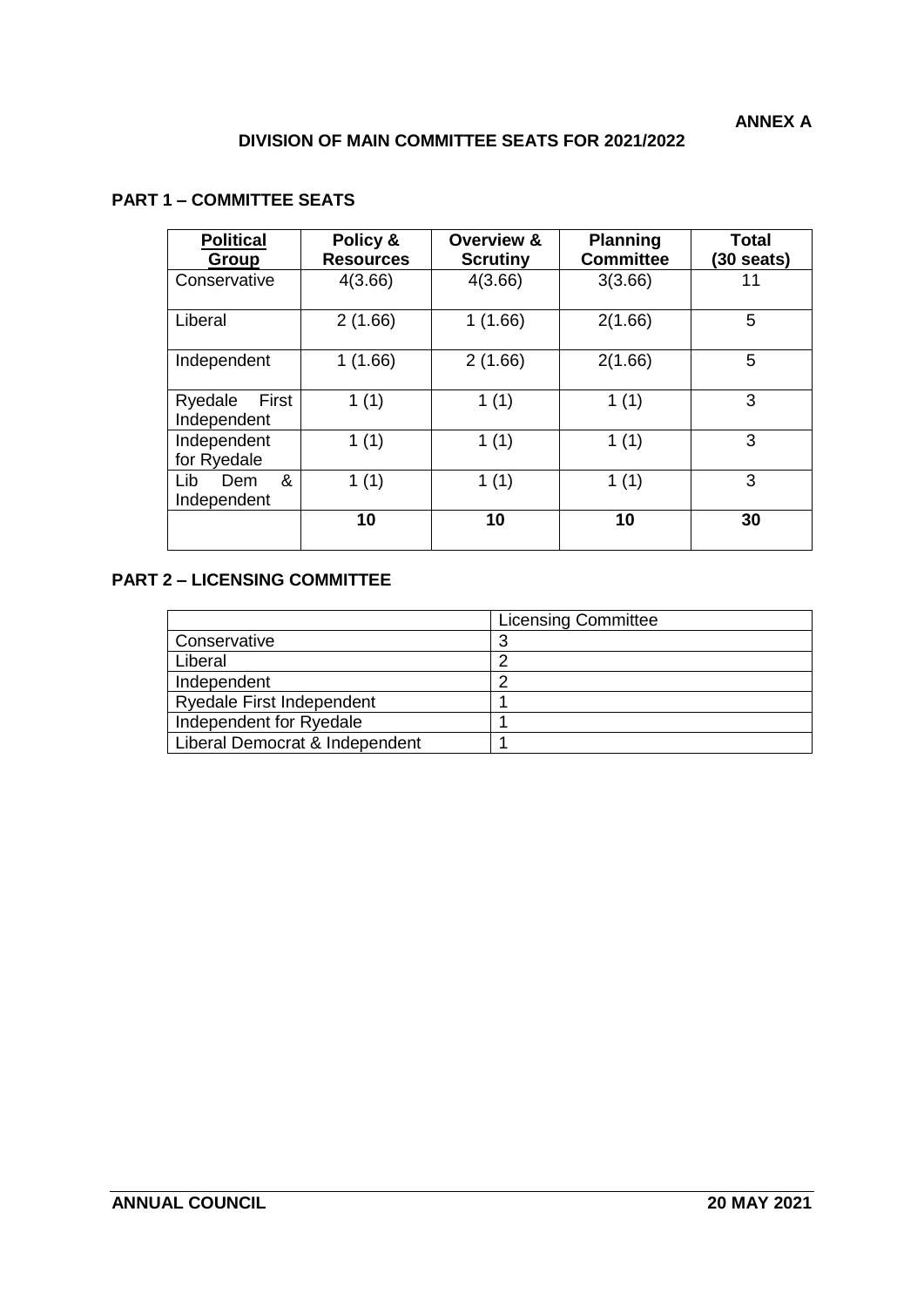**ANNEX A**

## DIVISION OF MAIN COMMITTEE SEATS FOR 2021/2022

### PART 1 – COMMITTEE SEATS

| **Political Group** | **Policy & Resources** | **Overview & Scrutiny** | **Planning Committee** | **Total (30 seats)** |
|---|---|---|---|---|
| Conservative | 4(3.66) | 4(3.66) | 3(3.66) | 11 |
| Liberal | 2 (1.66) | 1 (1.66) | 2(1.66) | 5 |
| Independent | 1 (1.66) | 2 (1.66) | 2(1.66) | 5 |
| Ryedale First Independent | 1 (1) | 1 (1) | 1 (1) | 3 |
| Independent for Ryedale | 1 (1) | 1 (1) | 1 (1) | 3 |
| Lib Dem & Independent | 1 (1) | 1 (1) | 1 (1) | 3 |
| | **10** | **10** | **10** | **30** |

### PART 2 – LICENSING COMMITTEE

| | Licensing Committee |
|---|---|
| Conservative | 3 |
| Liberal | 2 |
| Independent | 2 |
| Ryedale First Independent | 1 |
| Independent for Ryedale | 1 |
| Liberal Democrat & Independent | 1 |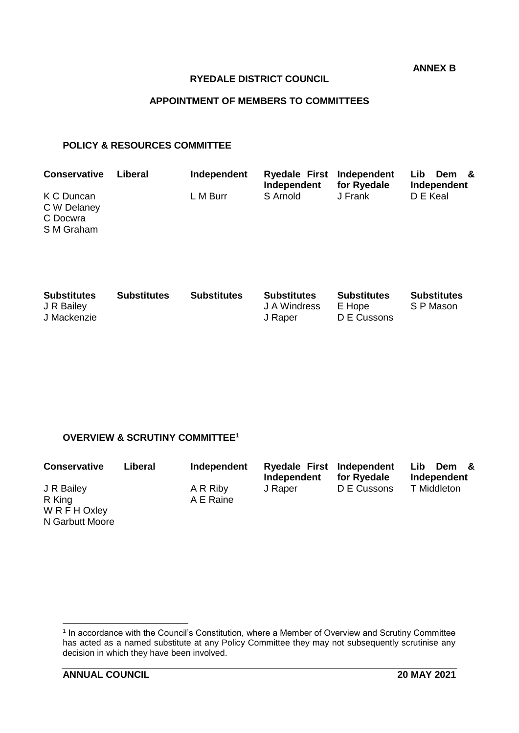**ANNEX B**

**RYEDALE DISTRICT COUNCIL**

**APPOINTMENT OF MEMBERS TO COMMITTEES**

**POLICY & RESOURCES COMMITTEE**

| Conservative | Liberal | Independent | Ryedale First Independent | Independent for Ryedale | Lib Dem & Independent |
|---|---|---|---|---|---|
| K C Duncan | | L M Burr | S Arnold | J Frank | D E Keal |
| C W Delaney | | | | | |
| C Docwra | | | | | |
| S M Graham | | | | | |

| Substitutes | Substitutes | Substitutes | Substitutes | Substitutes | Substitutes |
|---|---|---|---|---|---|
| J R Bailey | | | J A Windress | E Hope | S P Mason |
| J Mackenzie | | | J Raper | D E Cussons | |

**OVERVIEW & SCRUTINY COMMITTEE[1]**

| Conservative | Liberal | Independent | Ryedale First Independent | Independent for Ryedale | Lib Dem & Independent |
|---|---|---|---|---|---|
| J R Bailey | | A R Riby | J Raper | D E Cussons | T Middleton |
| R King | | A E Raine | | | |
| W R F H Oxley | | | | | |
| N Garbutt Moore | | | | | |

[1] In accordance with the Council's Constitution, where a Member of Overview and Scrutiny Committee has acted as a named substitute at any Policy Committee they may not subsequently scrutinise any decision in which they have been involved.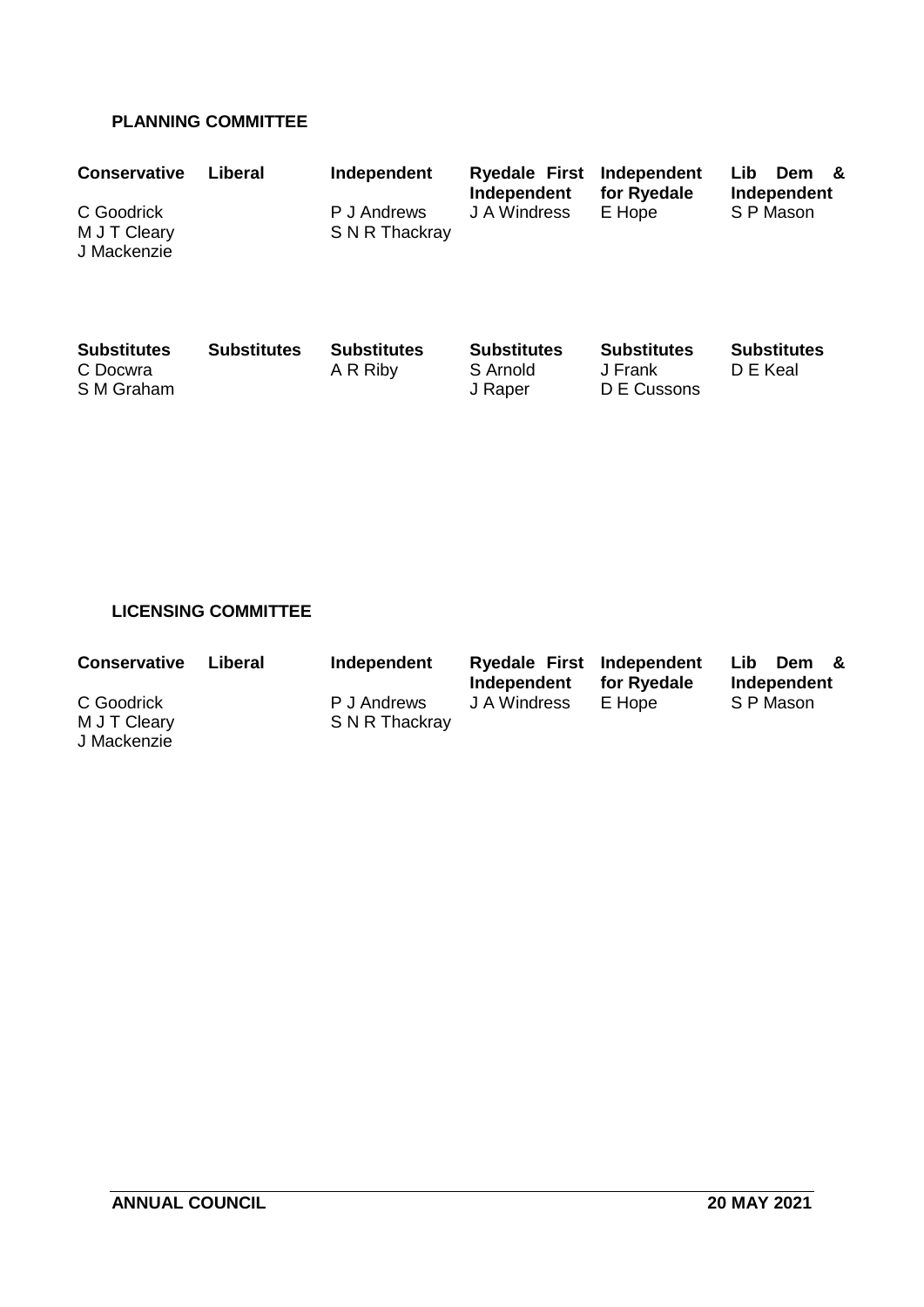**PLANNING COMMITTEE**

| Conservative | Liberal | Independent | Ryedale First Independent | Independent for Ryedale | Lib Dem & Independent |
|---|---|---|---|---|---|
| C Goodrick | | P J Andrews | J A Windress | E Hope | S P Mason |
| M J T Cleary | | S N R Thackray | | | |
| J Mackenzie | | | | | |

| Substitutes | Substitutes | Substitutes | Substitutes | Substitutes | Substitutes |
|---|---|---|---|---|---|
| C Docwra | | A R Riby | S Arnold | J Frank | D E Keal |
| S M Graham | | | J Raper | D E Cussons | |

**LICENSING COMMITTEE**

| Conservative | Liberal | Independent | Ryedale First Independent | Independent for Ryedale | Lib Dem & Independent |
|---|---|---|---|---|---|
| C Goodrick | | P J Andrews | J A Windress | E Hope | S P Mason |
| M J T Cleary | | S N R Thackray | | | |
| J Mackenzie | | | | | |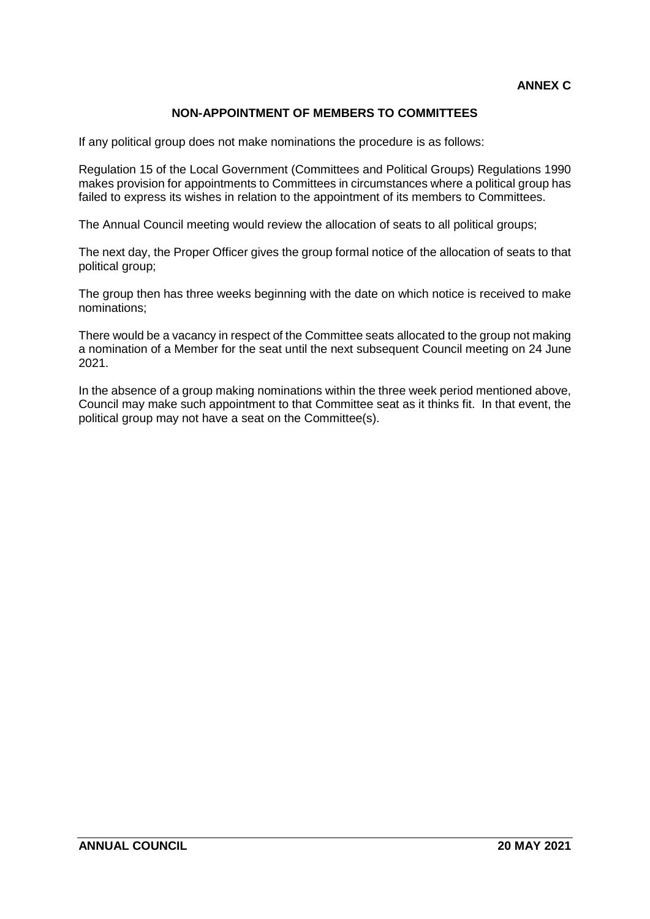**ANNEX C**

## NON-APPOINTMENT OF MEMBERS TO COMMITTEES

If any political group does not make nominations the procedure is as follows:

Regulation 15 of the Local Government (Committees and Political Groups) Regulations 1990 makes provision for appointments to Committees in circumstances where a political group has failed to express its wishes in relation to the appointment of its members to Committees.

The Annual Council meeting would review the allocation of seats to all political groups;

The next day, the Proper Officer gives the group formal notice of the allocation of seats to that political group;

The group then has three weeks beginning with the date on which notice is received to make nominations;

There would be a vacancy in respect of the Committee seats allocated to the group not making a nomination of a Member for the seat until the next subsequent Council meeting on 24 June 2021.

In the absence of a group making nominations within the three week period mentioned above, Council may make such appointment to that Committee seat as it thinks fit. In that event, the political group may not have a seat on the Committee(s).